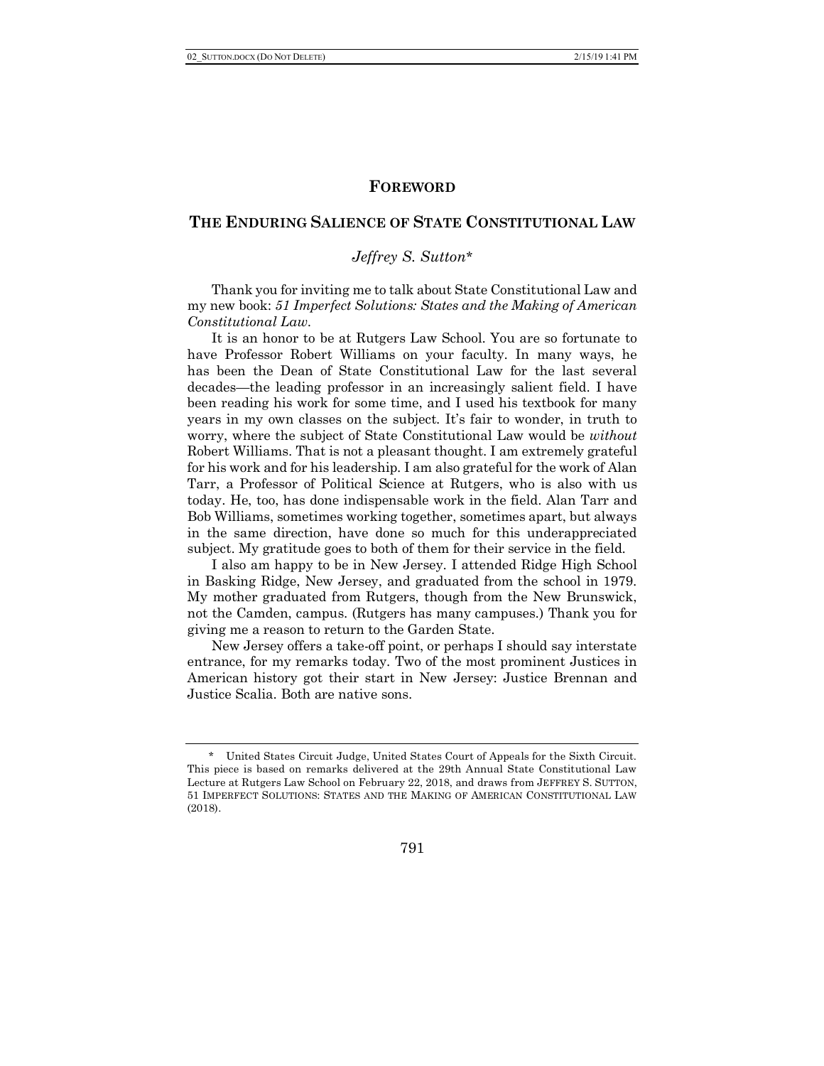# FOREWORD

## THE ENDURING SALIENCE OF STATE CONSTITUTIONAL LAW

*Jeffrey S. Sutton**

Thank you for inviting me to talk about State Constitutional Law and my new book: *51 Imperfect Solutions: States and the Making of American Constitutional Law*.

It is an honor to be at Rutgers Law School. You are so fortunate to have Professor Robert Williams on your faculty. In many ways, he has been the Dean of State Constitutional Law for the last several decades—the leading professor in an increasingly salient field. I have been reading his work for some time, and I used his textbook for many years in my own classes on the subject. It's fair to wonder, in truth to worry, where the subject of State Constitutional Law would be *without* Robert Williams. That is not a pleasant thought. I am extremely grateful for his work and for his leadership. I am also grateful for the work of Alan Tarr, a Professor of Political Science at Rutgers, who is also with us today. He, too, has done indispensable work in the field. Alan Tarr and Bob Williams, sometimes working together, sometimes apart, but always in the same direction, have done so much for this underappreciated subject. My gratitude goes to both of them for their service in the field.

I also am happy to be in New Jersey. I attended Ridge High School in Basking Ridge, New Jersey, and graduated from the school in 1979. My mother graduated from Rutgers, though from the New Brunswick, not the Camden, campus. (Rutgers has many campuses.) Thank you for giving me a reason to return to the Garden State.

New Jersey offers a take-off point, or perhaps I should say interstate entrance, for my remarks today. Two of the most prominent Justices in American history got their start in New Jersey: Justice Brennan and Justice Scalia. Both are native sons.

---

\* United States Circuit Judge, United States Court of Appeals for the Sixth Circuit. This piece is based on remarks delivered at the 29th Annual State Constitutional Law Lecture at Rutgers Law School on February 22, 2018, and draws from JEFFREY S. SUTTON, 51 IMPERFECT SOLUTIONS: STATES AND THE MAKING OF AMERICAN CONSTITUTIONAL LAW (2018).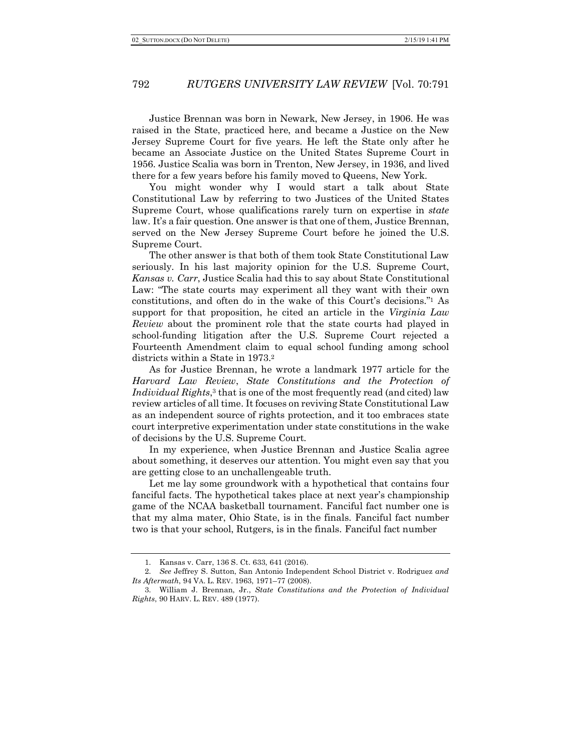Justice Brennan was born in Newark, New Jersey, in 1906. He was raised in the State, practiced here, and became a Justice on the New Jersey Supreme Court for five years. He left the State only after he became an Associate Justice on the United States Supreme Court in 1956. Justice Scalia was born in Trenton, New Jersey, in 1936, and lived there for a few years before his family moved to Queens, New York.

You might wonder why I would start a talk about State Constitutional Law by referring to two Justices of the United States Supreme Court, whose qualifications rarely turn on expertise in *state* law. It's a fair question. One answer is that one of them, Justice Brennan, served on the New Jersey Supreme Court before he joined the U.S. Supreme Court.

The other answer is that both of them took State Constitutional Law seriously. In his last majority opinion for the U.S. Supreme Court, *Kansas v. Carr*, Justice Scalia had this to say about State Constitutional Law: "The state courts may experiment all they want with their own constitutions, and often do in the wake of this Court's decisions."[1] As support for that proposition, he cited an article in the *Virginia Law Review* about the prominent role that the state courts had played in school-funding litigation after the U.S. Supreme Court rejected a Fourteenth Amendment claim to equal school funding among school districts within a State in 1973.[2]

As for Justice Brennan, he wrote a landmark 1977 article for the *Harvard Law Review*, *State Constitutions and the Protection of Individual Rights*,[3] that is one of the most frequently read (and cited) law review articles of all time. It focuses on reviving State Constitutional Law as an independent source of rights protection, and it too embraces state court interpretive experimentation under state constitutions in the wake of decisions by the U.S. Supreme Court.

In my experience, when Justice Brennan and Justice Scalia agree about something, it deserves our attention. You might even say that you are getting close to an unchallengeable truth.

Let me lay some groundwork with a hypothetical that contains four fanciful facts. The hypothetical takes place at next year's championship game of the NCAA basketball tournament. Fanciful fact number one is that my alma mater, Ohio State, is in the finals. Fanciful fact number two is that your school, Rutgers, is in the finals. Fanciful fact number

---

1. Kansas v. Carr, 136 S. Ct. 633, 641 (2016).

2. *See* Jeffrey S. Sutton, San Antonio Independent School District v. Rodriguez *and Its Aftermath*, 94 VA. L. REV. 1963, 1971–77 (2008).

3. William J. Brennan, Jr., *State Constitutions and the Protection of Individual Rights*, 90 HARV. L. REV. 489 (1977).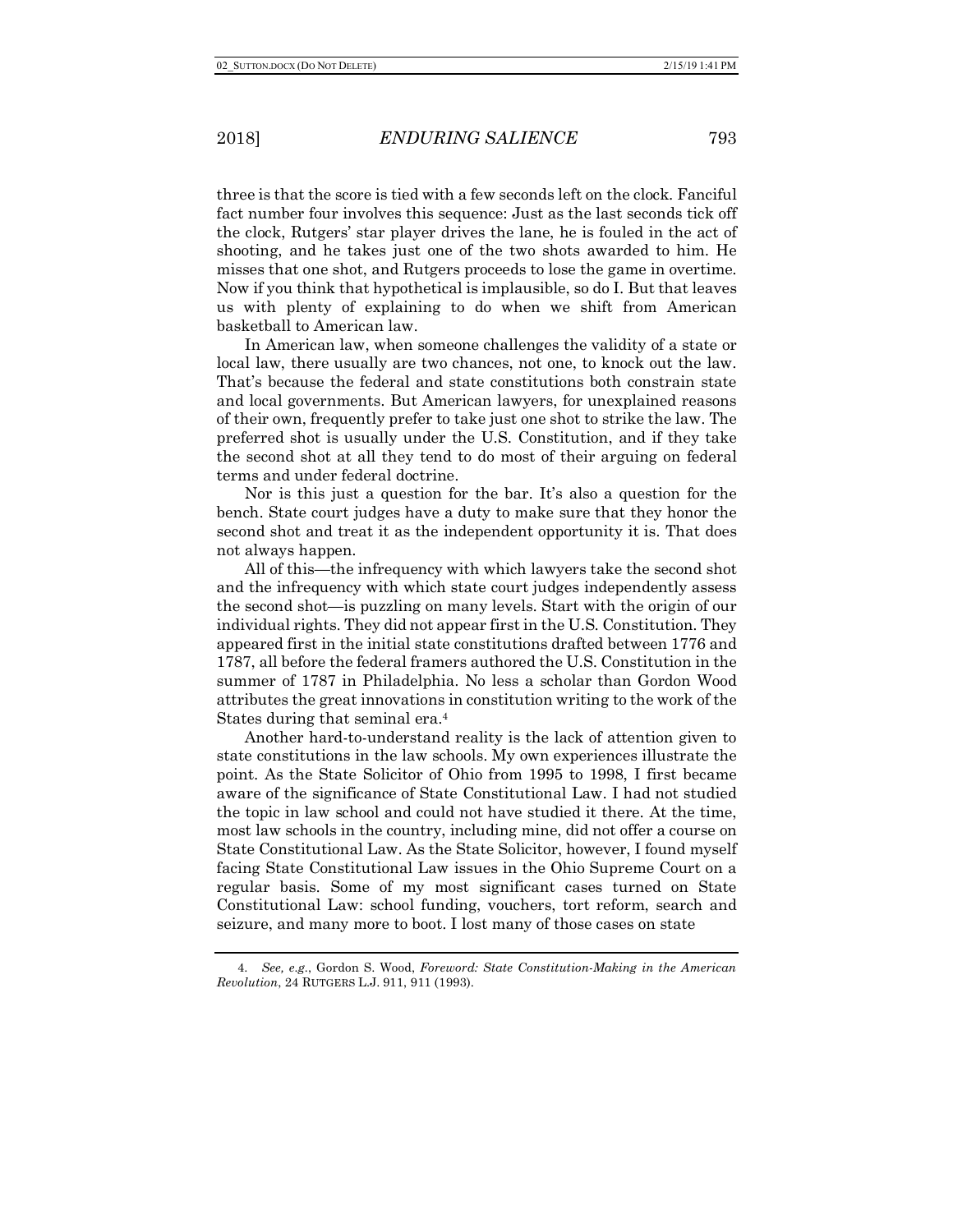three is that the score is tied with a few seconds left on the clock. Fanciful fact number four involves this sequence: Just as the last seconds tick off the clock, Rutgers' star player drives the lane, he is fouled in the act of shooting, and he takes just one of the two shots awarded to him. He misses that one shot, and Rutgers proceeds to lose the game in overtime. Now if you think that hypothetical is implausible, so do I. But that leaves us with plenty of explaining to do when we shift from American basketball to American law.

In American law, when someone challenges the validity of a state or local law, there usually are two chances, not one, to knock out the law. That's because the federal and state constitutions both constrain state and local governments. But American lawyers, for unexplained reasons of their own, frequently prefer to take just one shot to strike the law. The preferred shot is usually under the U.S. Constitution, and if they take the second shot at all they tend to do most of their arguing on federal terms and under federal doctrine.

Nor is this just a question for the bar. It's also a question for the bench. State court judges have a duty to make sure that they honor the second shot and treat it as the independent opportunity it is. That does not always happen.

All of this—the infrequency with which lawyers take the second shot and the infrequency with which state court judges independently assess the second shot—is puzzling on many levels. Start with the origin of our individual rights. They did not appear first in the U.S. Constitution. They appeared first in the initial state constitutions drafted between 1776 and 1787, all before the federal framers authored the U.S. Constitution in the summer of 1787 in Philadelphia. No less a scholar than Gordon Wood attributes the great innovations in constitution writing to the work of the States during that seminal era.[4]

Another hard-to-understand reality is the lack of attention given to state constitutions in the law schools. My own experiences illustrate the point. As the State Solicitor of Ohio from 1995 to 1998, I first became aware of the significance of State Constitutional Law. I had not studied the topic in law school and could not have studied it there. At the time, most law schools in the country, including mine, did not offer a course on State Constitutional Law. As the State Solicitor, however, I found myself facing State Constitutional Law issues in the Ohio Supreme Court on a regular basis. Some of my most significant cases turned on State Constitutional Law: school funding, vouchers, tort reform, search and seizure, and many more to boot. I lost many of those cases on state

---

4. *See, e.g.*, Gordon S. Wood, *Foreword: State Constitution-Making in the American Revolution*, 24 RUTGERS L.J. 911, 911 (1993).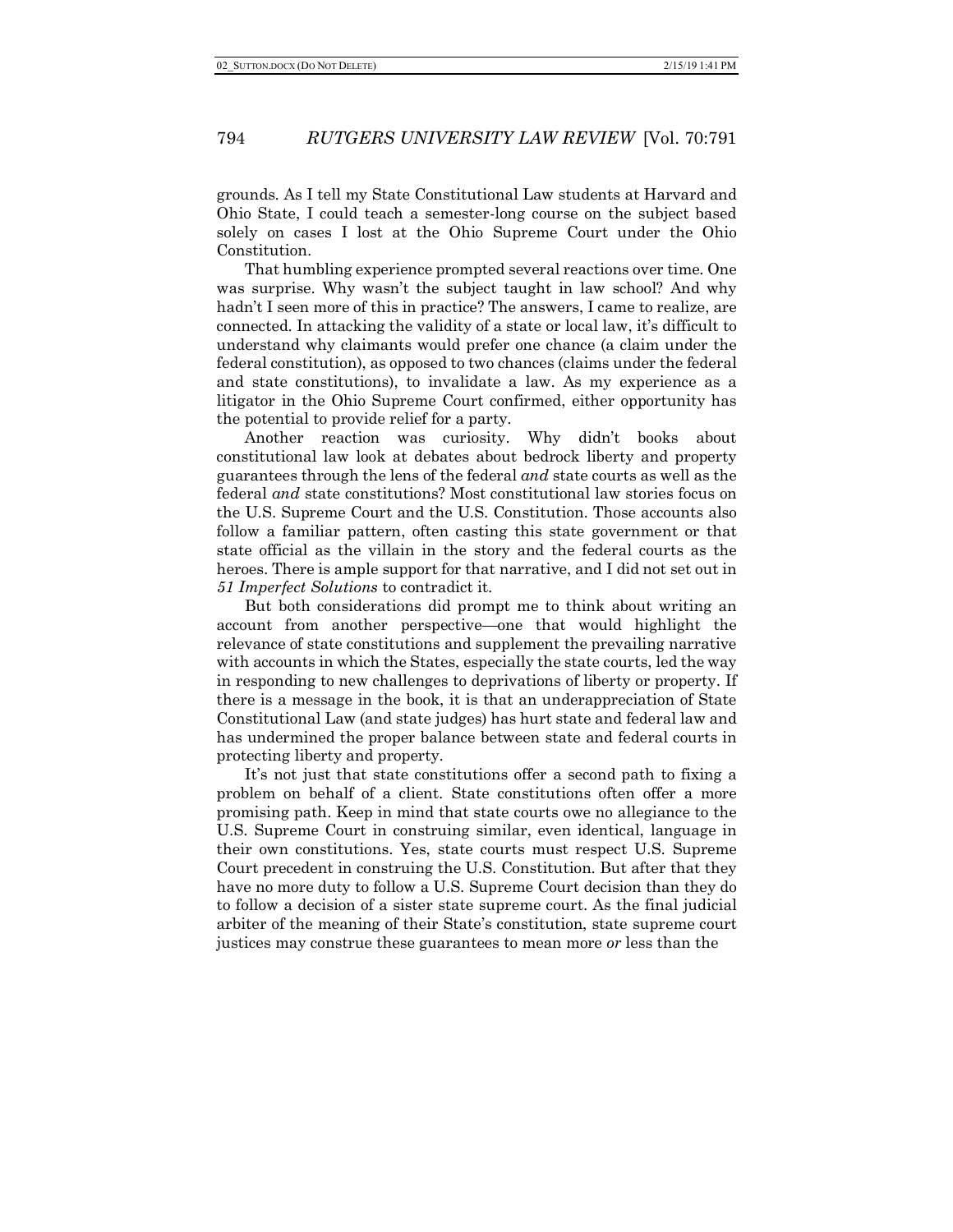grounds. As I tell my State Constitutional Law students at Harvard and Ohio State, I could teach a semester-long course on the subject based solely on cases I lost at the Ohio Supreme Court under the Ohio Constitution.

That humbling experience prompted several reactions over time. One was surprise. Why wasn't the subject taught in law school? And why hadn't I seen more of this in practice? The answers, I came to realize, are connected. In attacking the validity of a state or local law, it's difficult to understand why claimants would prefer one chance (a claim under the federal constitution), as opposed to two chances (claims under the federal and state constitutions), to invalidate a law. As my experience as a litigator in the Ohio Supreme Court confirmed, either opportunity has the potential to provide relief for a party.

Another reaction was curiosity. Why didn't books about constitutional law look at debates about bedrock liberty and property guarantees through the lens of the federal *and* state courts as well as the federal *and* state constitutions? Most constitutional law stories focus on the U.S. Supreme Court and the U.S. Constitution. Those accounts also follow a familiar pattern, often casting this state government or that state official as the villain in the story and the federal courts as the heroes. There is ample support for that narrative, and I did not set out in *51 Imperfect Solutions* to contradict it.

But both considerations did prompt me to think about writing an account from another perspective—one that would highlight the relevance of state constitutions and supplement the prevailing narrative with accounts in which the States, especially the state courts, led the way in responding to new challenges to deprivations of liberty or property. If there is a message in the book, it is that an underappreciation of State Constitutional Law (and state judges) has hurt state and federal law and has undermined the proper balance between state and federal courts in protecting liberty and property.

It's not just that state constitutions offer a second path to fixing a problem on behalf of a client. State constitutions often offer a more promising path. Keep in mind that state courts owe no allegiance to the U.S. Supreme Court in construing similar, even identical, language in their own constitutions. Yes, state courts must respect U.S. Supreme Court precedent in construing the U.S. Constitution. But after that they have no more duty to follow a U.S. Supreme Court decision than they do to follow a decision of a sister state supreme court. As the final judicial arbiter of the meaning of their State's constitution, state supreme court justices may construe these guarantees to mean more *or* less than the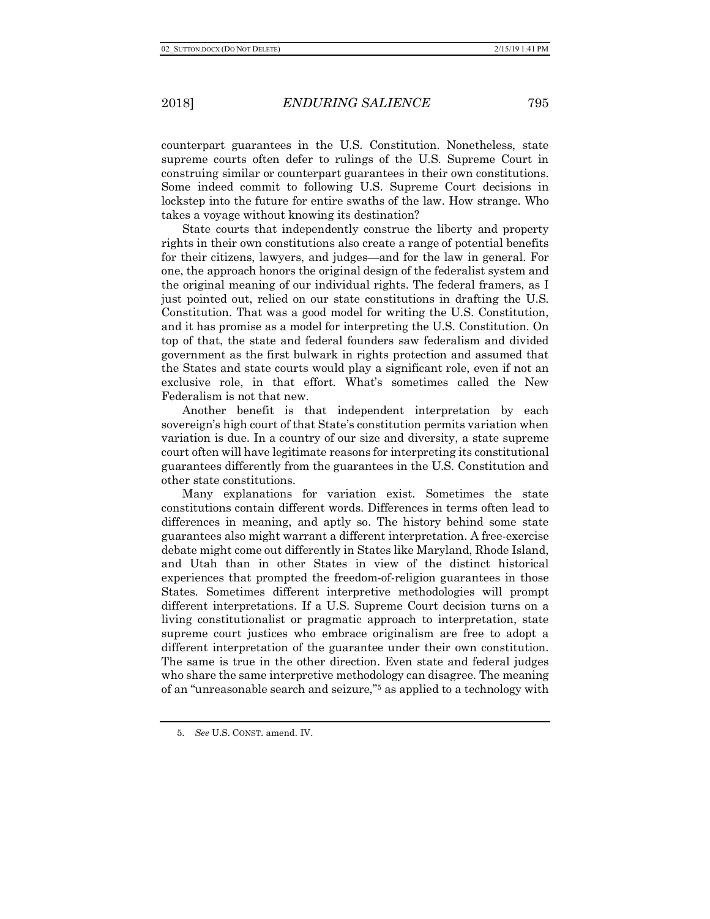counterpart guarantees in the U.S. Constitution. Nonetheless, state supreme courts often defer to rulings of the U.S. Supreme Court in construing similar or counterpart guarantees in their own constitutions. Some indeed commit to following U.S. Supreme Court decisions in lockstep into the future for entire swaths of the law. How strange. Who takes a voyage without knowing its destination?

State courts that independently construe the liberty and property rights in their own constitutions also create a range of potential benefits for their citizens, lawyers, and judges—and for the law in general. For one, the approach honors the original design of the federalist system and the original meaning of our individual rights. The federal framers, as I just pointed out, relied on our state constitutions in drafting the U.S. Constitution. That was a good model for writing the U.S. Constitution, and it has promise as a model for interpreting the U.S. Constitution. On top of that, the state and federal founders saw federalism and divided government as the first bulwark in rights protection and assumed that the States and state courts would play a significant role, even if not an exclusive role, in that effort. What's sometimes called the New Federalism is not that new.

Another benefit is that independent interpretation by each sovereign's high court of that State's constitution permits variation when variation is due. In a country of our size and diversity, a state supreme court often will have legitimate reasons for interpreting its constitutional guarantees differently from the guarantees in the U.S. Constitution and other state constitutions.

Many explanations for variation exist. Sometimes the state constitutions contain different words. Differences in terms often lead to differences in meaning, and aptly so. The history behind some state guarantees also might warrant a different interpretation. A free-exercise debate might come out differently in States like Maryland, Rhode Island, and Utah than in other States in view of the distinct historical experiences that prompted the freedom-of-religion guarantees in those States. Sometimes different interpretive methodologies will prompt different interpretations. If a U.S. Supreme Court decision turns on a living constitutionalist or pragmatic approach to interpretation, state supreme court justices who embrace originalism are free to adopt a different interpretation of the guarantee under their own constitution. The same is true in the other direction. Even state and federal judges who share the same interpretive methodology can disagree. The meaning of an "unreasonable search and seizure,"[5] as applied to a technology with

---

5. *See* U.S. CONST. amend. IV.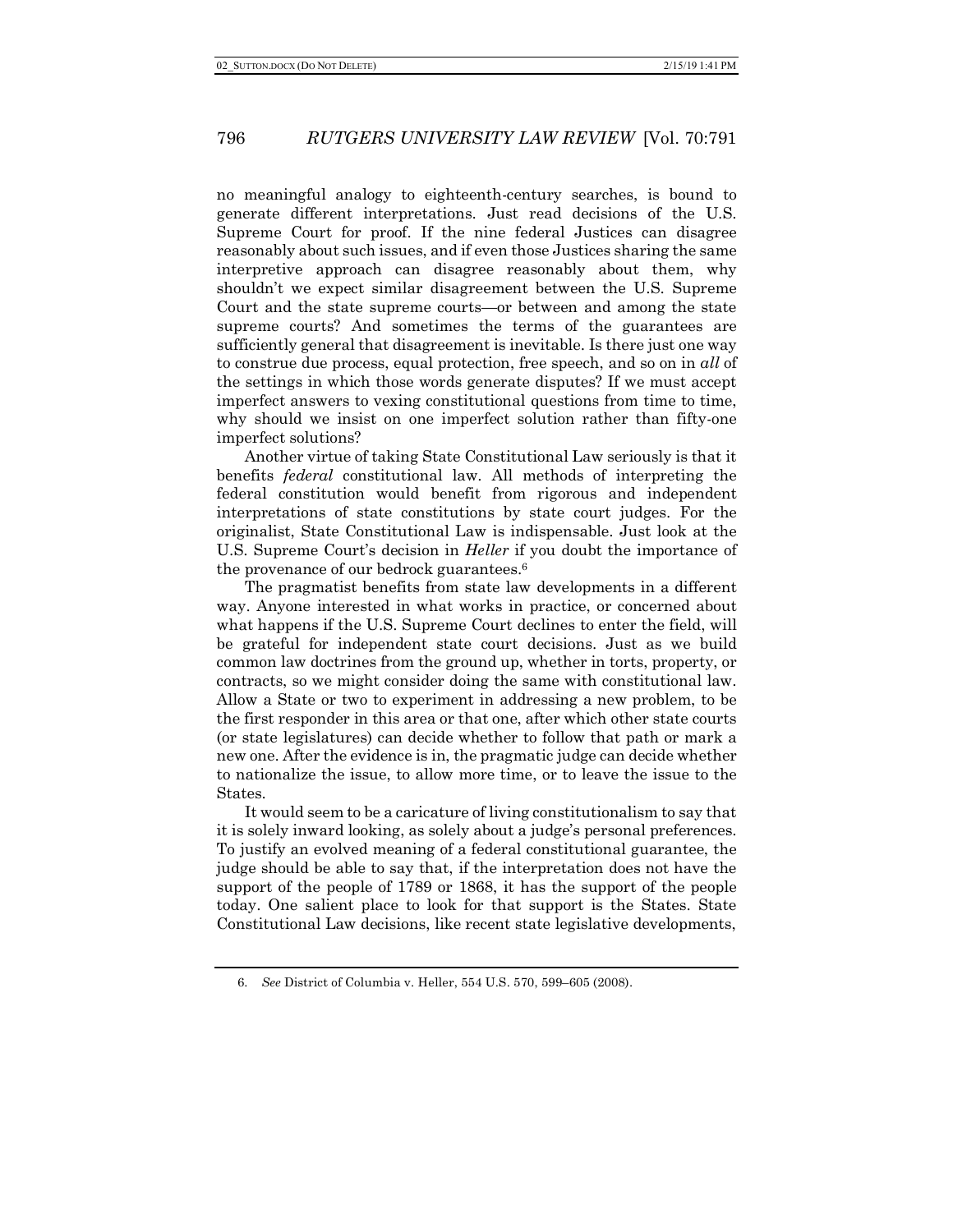no meaningful analogy to eighteenth-century searches, is bound to generate different interpretations. Just read decisions of the U.S. Supreme Court for proof. If the nine federal Justices can disagree reasonably about such issues, and if even those Justices sharing the same interpretive approach can disagree reasonably about them, why shouldn't we expect similar disagreement between the U.S. Supreme Court and the state supreme courts—or between and among the state supreme courts? And sometimes the terms of the guarantees are sufficiently general that disagreement is inevitable. Is there just one way to construe due process, equal protection, free speech, and so on in *all* of the settings in which those words generate disputes? If we must accept imperfect answers to vexing constitutional questions from time to time, why should we insist on one imperfect solution rather than fifty-one imperfect solutions?

Another virtue of taking State Constitutional Law seriously is that it benefits *federal* constitutional law. All methods of interpreting the federal constitution would benefit from rigorous and independent interpretations of state constitutions by state court judges. For the originalist, State Constitutional Law is indispensable. Just look at the U.S. Supreme Court's decision in *Heller* if you doubt the importance of the provenance of our bedrock guarantees.[6]

The pragmatist benefits from state law developments in a different way. Anyone interested in what works in practice, or concerned about what happens if the U.S. Supreme Court declines to enter the field, will be grateful for independent state court decisions. Just as we build common law doctrines from the ground up, whether in torts, property, or contracts, so we might consider doing the same with constitutional law. Allow a State or two to experiment in addressing a new problem, to be the first responder in this area or that one, after which other state courts (or state legislatures) can decide whether to follow that path or mark a new one. After the evidence is in, the pragmatic judge can decide whether to nationalize the issue, to allow more time, or to leave the issue to the States.

It would seem to be a caricature of living constitutionalism to say that it is solely inward looking, as solely about a judge's personal preferences. To justify an evolved meaning of a federal constitutional guarantee, the judge should be able to say that, if the interpretation does not have the support of the people of 1789 or 1868, it has the support of the people today. One salient place to look for that support is the States. State Constitutional Law decisions, like recent state legislative developments,

6. *See* District of Columbia v. Heller, 554 U.S. 570, 599–605 (2008).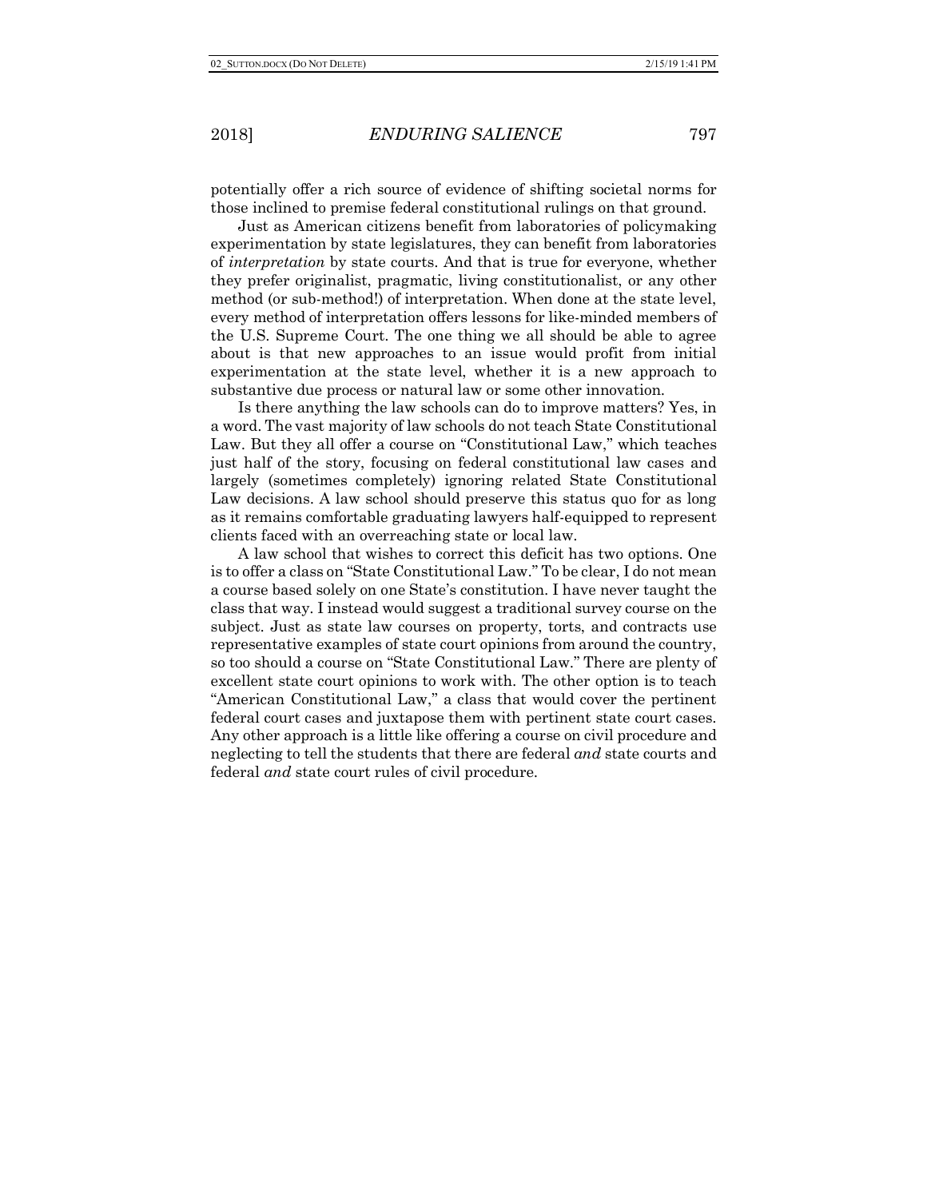potentially offer a rich source of evidence of shifting societal norms for those inclined to premise federal constitutional rulings on that ground.

Just as American citizens benefit from laboratories of policymaking experimentation by state legislatures, they can benefit from laboratories of *interpretation* by state courts. And that is true for everyone, whether they prefer originalist, pragmatic, living constitutionalist, or any other method (or sub-method!) of interpretation. When done at the state level, every method of interpretation offers lessons for like-minded members of the U.S. Supreme Court. The one thing we all should be able to agree about is that new approaches to an issue would profit from initial experimentation at the state level, whether it is a new approach to substantive due process or natural law or some other innovation.

Is there anything the law schools can do to improve matters? Yes, in a word. The vast majority of law schools do not teach State Constitutional Law. But they all offer a course on "Constitutional Law," which teaches just half of the story, focusing on federal constitutional law cases and largely (sometimes completely) ignoring related State Constitutional Law decisions. A law school should preserve this status quo for as long as it remains comfortable graduating lawyers half-equipped to represent clients faced with an overreaching state or local law.

A law school that wishes to correct this deficit has two options. One is to offer a class on "State Constitutional Law." To be clear, I do not mean a course based solely on one State's constitution. I have never taught the class that way. I instead would suggest a traditional survey course on the subject. Just as state law courses on property, torts, and contracts use representative examples of state court opinions from around the country, so too should a course on "State Constitutional Law." There are plenty of excellent state court opinions to work with. The other option is to teach "American Constitutional Law," a class that would cover the pertinent federal court cases and juxtapose them with pertinent state court cases. Any other approach is a little like offering a course on civil procedure and neglecting to tell the students that there are federal *and* state courts and federal *and* state court rules of civil procedure.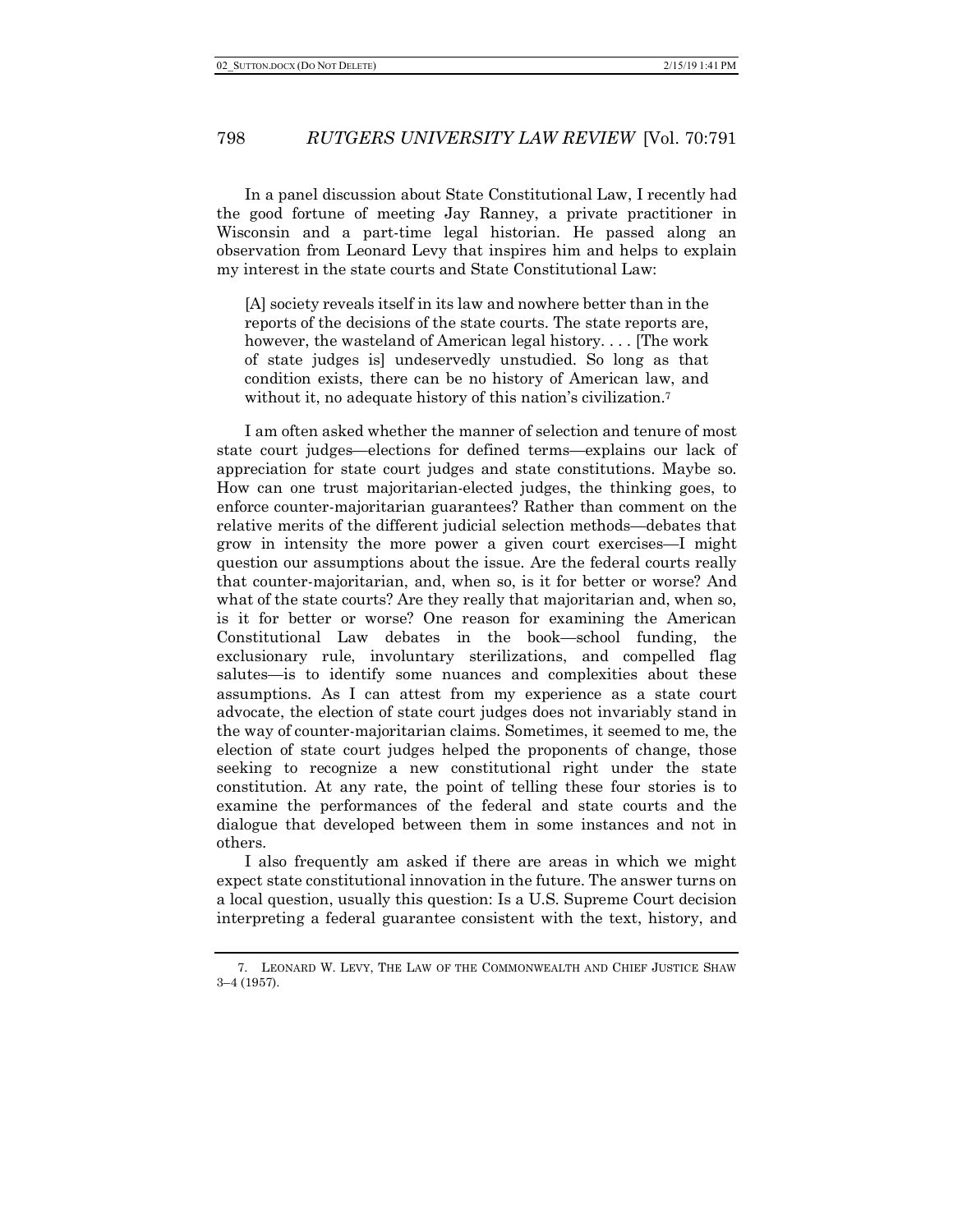In a panel discussion about State Constitutional Law, I recently had the good fortune of meeting Jay Ranney, a private practitioner in Wisconsin and a part-time legal historian. He passed along an observation from Leonard Levy that inspires him and helps to explain my interest in the state courts and State Constitutional Law:

> [A] society reveals itself in its law and nowhere better than in the reports of the decisions of the state courts. The state reports are, however, the wasteland of American legal history. . . . [The work of state judges is] undeservedly unstudied. So long as that condition exists, there can be no history of American law, and without it, no adequate history of this nation's civilization.[7]

I am often asked whether the manner of selection and tenure of most state court judges—elections for defined terms—explains our lack of appreciation for state court judges and state constitutions. Maybe so. How can one trust majoritarian-elected judges, the thinking goes, to enforce counter-majoritarian guarantees? Rather than comment on the relative merits of the different judicial selection methods—debates that grow in intensity the more power a given court exercises—I might question our assumptions about the issue. Are the federal courts really that counter-majoritarian, and, when so, is it for better or worse? And what of the state courts? Are they really that majoritarian and, when so, is it for better or worse? One reason for examining the American Constitutional Law debates in the book—school funding, the exclusionary rule, involuntary sterilizations, and compelled flag salutes—is to identify some nuances and complexities about these assumptions. As I can attest from my experience as a state court advocate, the election of state court judges does not invariably stand in the way of counter-majoritarian claims. Sometimes, it seemed to me, the election of state court judges helped the proponents of change, those seeking to recognize a new constitutional right under the state constitution. At any rate, the point of telling these four stories is to examine the performances of the federal and state courts and the dialogue that developed between them in some instances and not in others.

I also frequently am asked if there are areas in which we might expect state constitutional innovation in the future. The answer turns on a local question, usually this question: Is a U.S. Supreme Court decision interpreting a federal guarantee consistent with the text, history, and

---

7. LEONARD W. LEVY, THE LAW OF THE COMMONWEALTH AND CHIEF JUSTICE SHAW 3–4 (1957).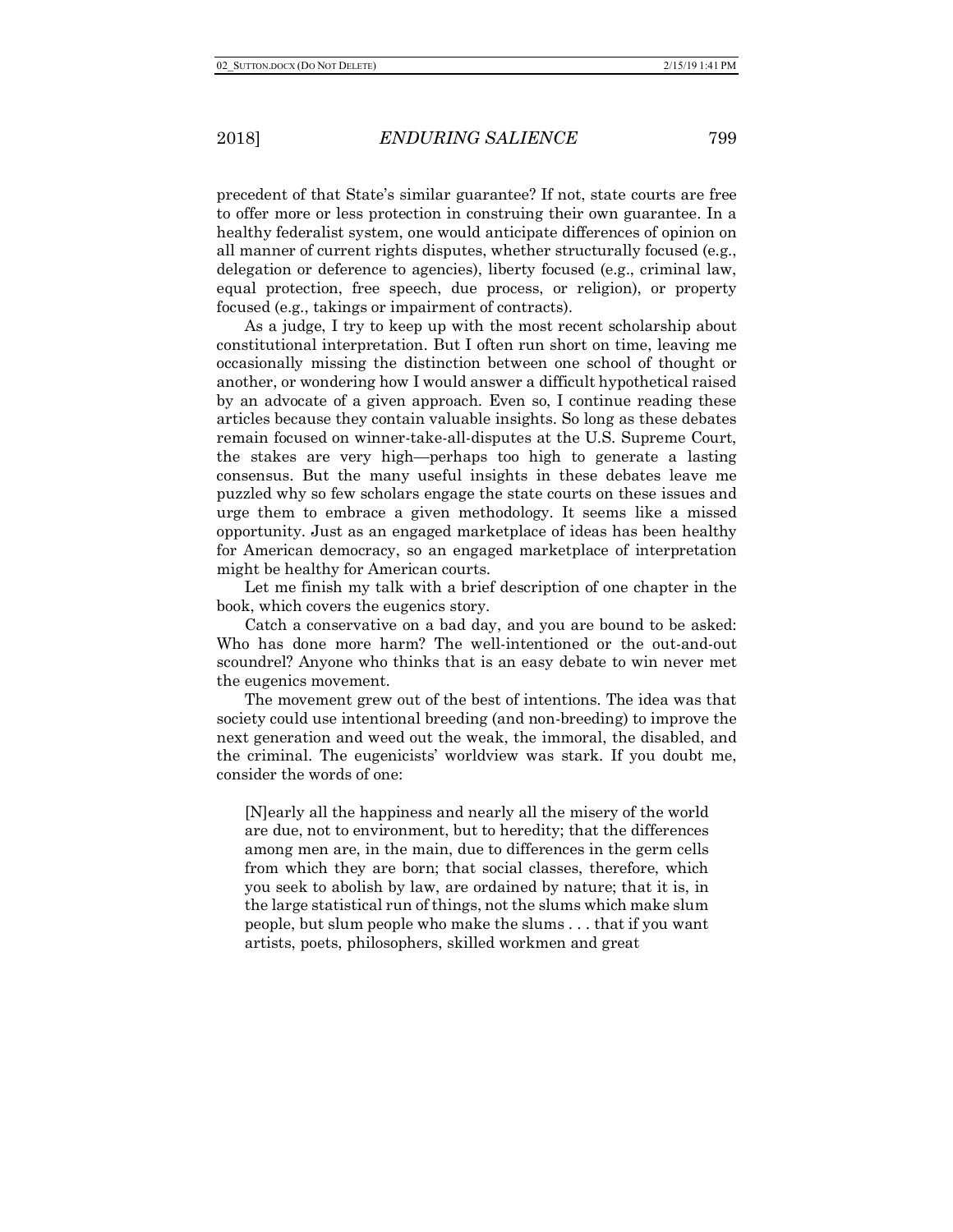precedent of that State's similar guarantee? If not, state courts are free to offer more or less protection in construing their own guarantee. In a healthy federalist system, one would anticipate differences of opinion on all manner of current rights disputes, whether structurally focused (e.g., delegation or deference to agencies), liberty focused (e.g., criminal law, equal protection, free speech, due process, or religion), or property focused (e.g., takings or impairment of contracts).

As a judge, I try to keep up with the most recent scholarship about constitutional interpretation. But I often run short on time, leaving me occasionally missing the distinction between one school of thought or another, or wondering how I would answer a difficult hypothetical raised by an advocate of a given approach. Even so, I continue reading these articles because they contain valuable insights. So long as these debates remain focused on winner-take-all-disputes at the U.S. Supreme Court, the stakes are very high—perhaps too high to generate a lasting consensus. But the many useful insights in these debates leave me puzzled why so few scholars engage the state courts on these issues and urge them to embrace a given methodology. It seems like a missed opportunity. Just as an engaged marketplace of ideas has been healthy for American democracy, so an engaged marketplace of interpretation might be healthy for American courts.

Let me finish my talk with a brief description of one chapter in the book, which covers the eugenics story.

Catch a conservative on a bad day, and you are bound to be asked: Who has done more harm? The well-intentioned or the out-and-out scoundrel? Anyone who thinks that is an easy debate to win never met the eugenics movement.

The movement grew out of the best of intentions. The idea was that society could use intentional breeding (and non-breeding) to improve the next generation and weed out the weak, the immoral, the disabled, and the criminal. The eugenicists' worldview was stark. If you doubt me, consider the words of one:

> [N]early all the happiness and nearly all the misery of the world are due, not to environment, but to heredity; that the differences among men are, in the main, due to differences in the germ cells from which they are born; that social classes, therefore, which you seek to abolish by law, are ordained by nature; that it is, in the large statistical run of things, not the slums which make slum people, but slum people who make the slums . . . that if you want artists, poets, philosophers, skilled workmen and great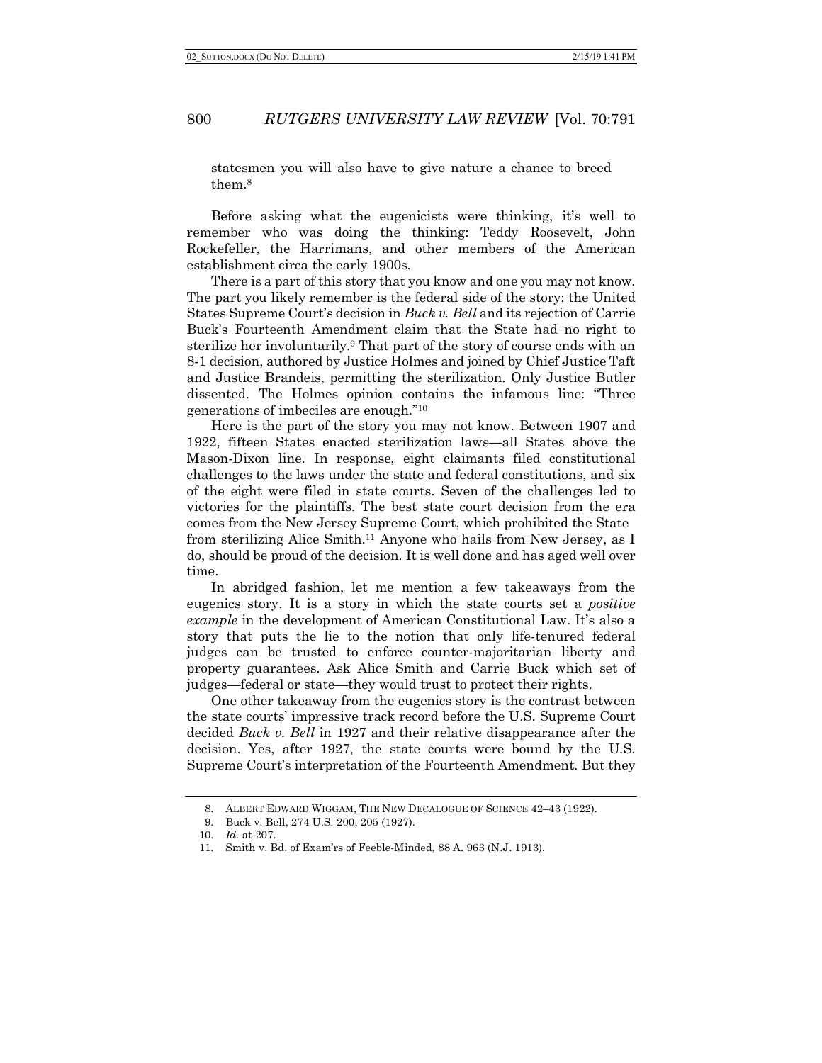statesmen you will also have to give nature a chance to breed them.[8]

Before asking what the eugenicists were thinking, it's well to remember who was doing the thinking: Teddy Roosevelt, John Rockefeller, the Harrimans, and other members of the American establishment circa the early 1900s.

There is a part of this story that you know and one you may not know. The part you likely remember is the federal side of the story: the United States Supreme Court's decision in *Buck v. Bell* and its rejection of Carrie Buck's Fourteenth Amendment claim that the State had no right to sterilize her involuntarily.[9] That part of the story of course ends with an 8-1 decision, authored by Justice Holmes and joined by Chief Justice Taft and Justice Brandeis, permitting the sterilization. Only Justice Butler dissented. The Holmes opinion contains the infamous line: "Three generations of imbeciles are enough."[10]

Here is the part of the story you may not know. Between 1907 and 1922, fifteen States enacted sterilization laws—all States above the Mason-Dixon line. In response, eight claimants filed constitutional challenges to the laws under the state and federal constitutions, and six of the eight were filed in state courts. Seven of the challenges led to victories for the plaintiffs. The best state court decision from the era comes from the New Jersey Supreme Court, which prohibited the State from sterilizing Alice Smith.[11] Anyone who hails from New Jersey, as I do, should be proud of the decision. It is well done and has aged well over time.

In abridged fashion, let me mention a few takeaways from the eugenics story. It is a story in which the state courts set a *positive example* in the development of American Constitutional Law. It's also a story that puts the lie to the notion that only life-tenured federal judges can be trusted to enforce counter-majoritarian liberty and property guarantees. Ask Alice Smith and Carrie Buck which set of judges—federal or state—they would trust to protect their rights.

One other takeaway from the eugenics story is the contrast between the state courts' impressive track record before the U.S. Supreme Court decided *Buck v. Bell* in 1927 and their relative disappearance after the decision. Yes, after 1927, the state courts were bound by the U.S. Supreme Court's interpretation of the Fourteenth Amendment. But they

---

8. ALBERT EDWARD WIGGAM, THE NEW DECALOGUE OF SCIENCE 42–43 (1922).

9. Buck v. Bell, 274 U.S. 200, 205 (1927).

10. *Id.* at 207.

11. Smith v. Bd. of Exam'rs of Feeble-Minded, 88 A. 963 (N.J. 1913).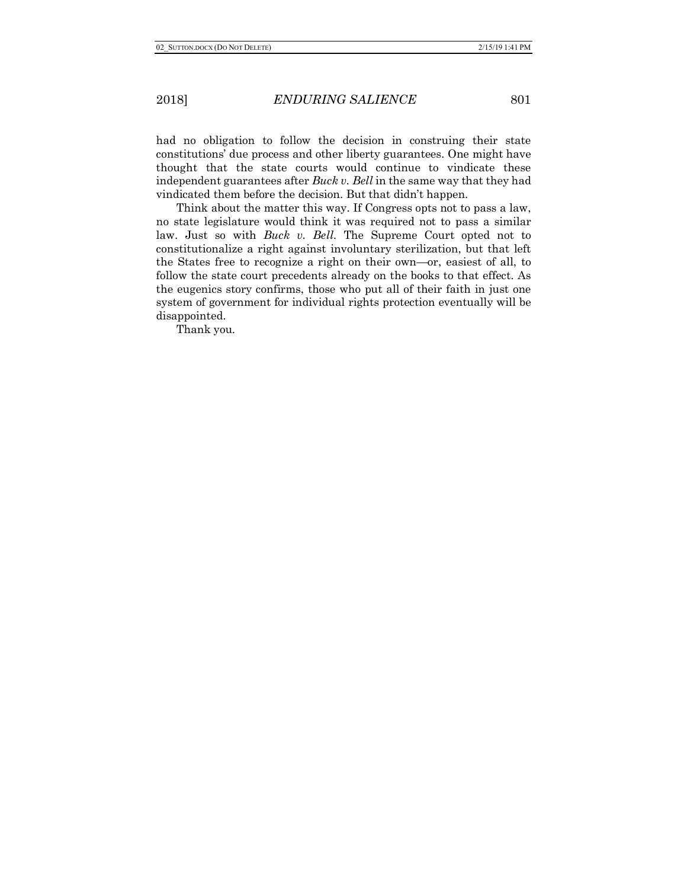had no obligation to follow the decision in construing their state constitutions' due process and other liberty guarantees. One might have thought that the state courts would continue to vindicate these independent guarantees after *Buck v. Bell* in the same way that they had vindicated them before the decision. But that didn't happen.

Think about the matter this way. If Congress opts not to pass a law, no state legislature would think it was required not to pass a similar law. Just so with *Buck v. Bell*. The Supreme Court opted not to constitutionalize a right against involuntary sterilization, but that left the States free to recognize a right on their own—or, easiest of all, to follow the state court precedents already on the books to that effect. As the eugenics story confirms, those who put all of their faith in just one system of government for individual rights protection eventually will be disappointed.

Thank you.